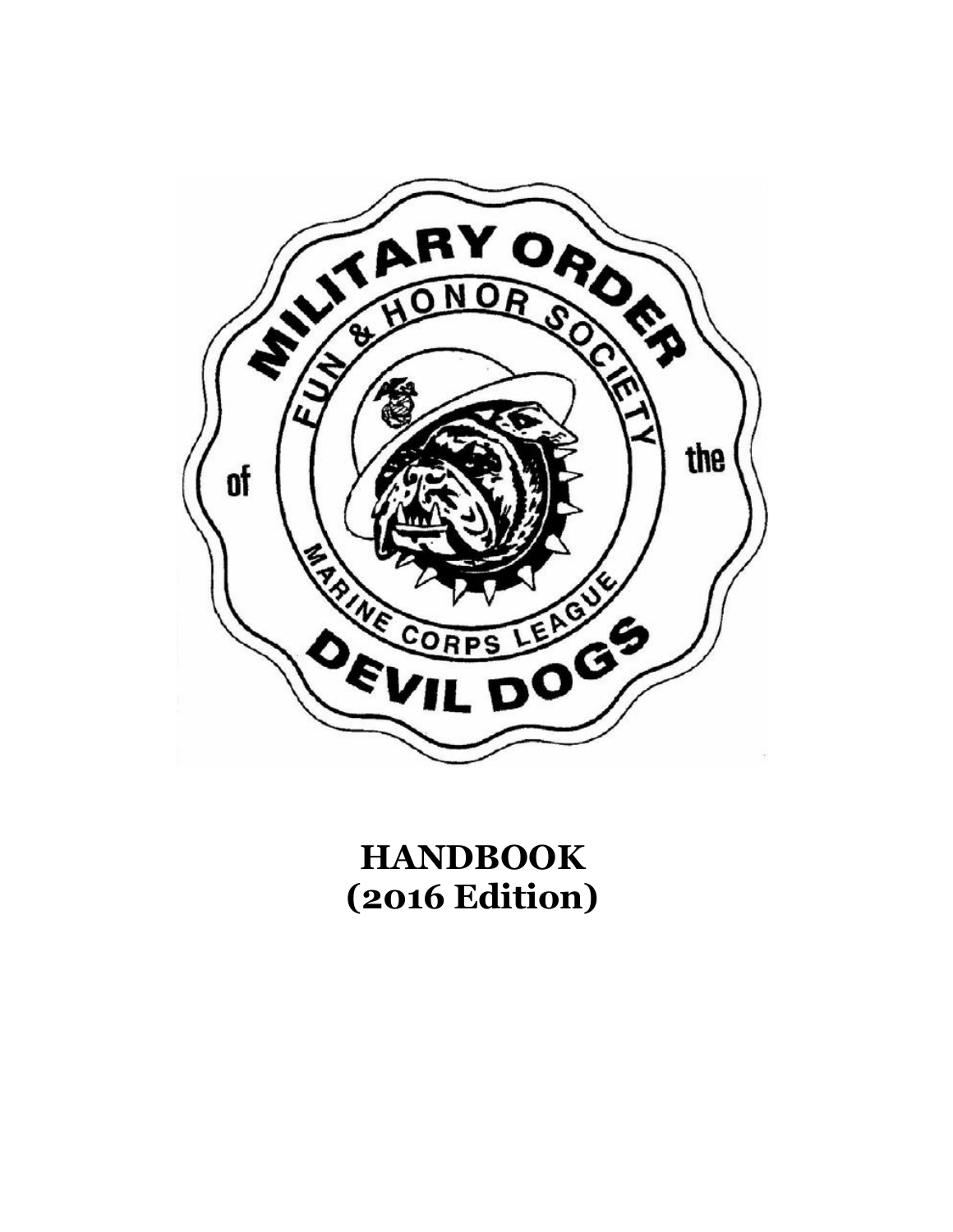# HANDBOOK
# (2016 Edition)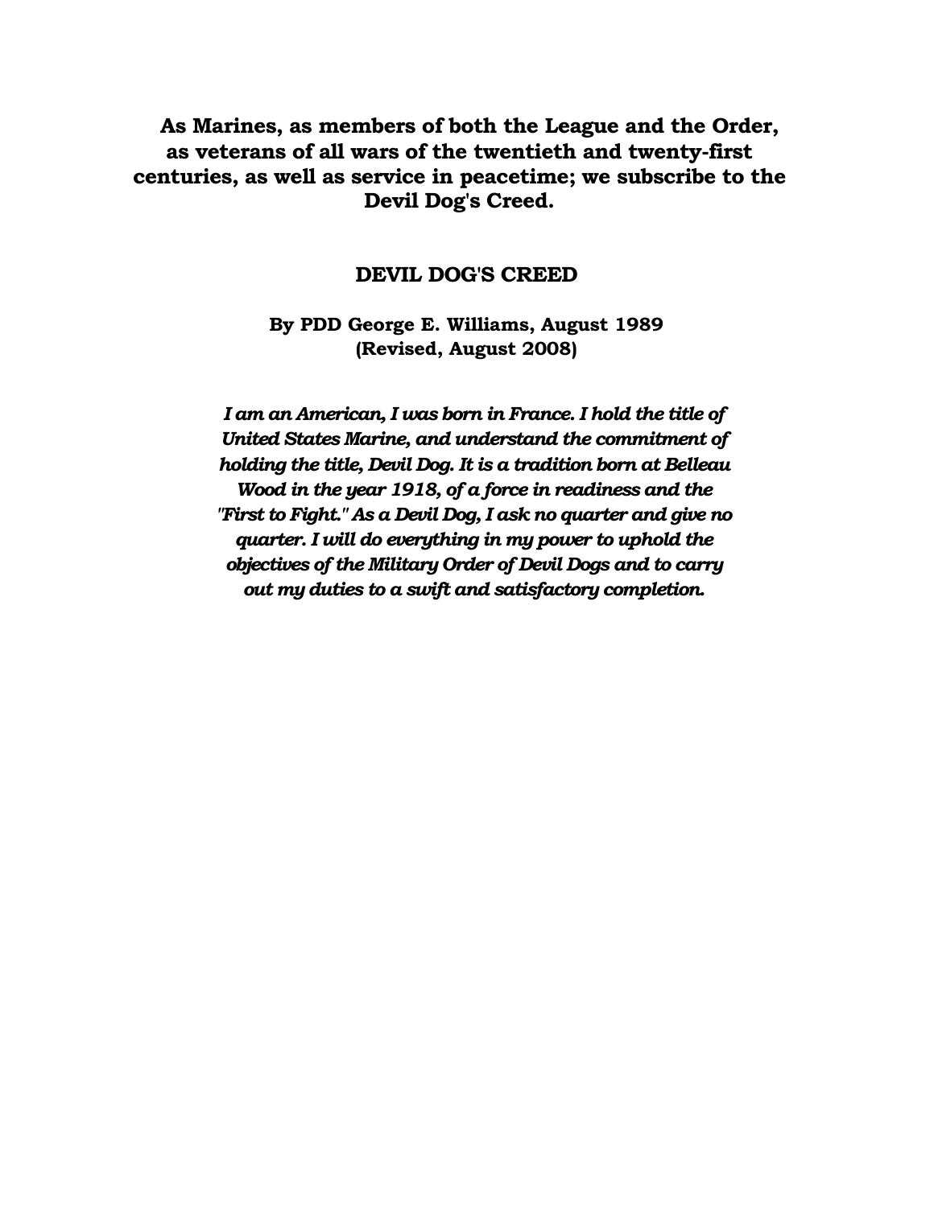**As Marines, as members of both the League and the Order, as veterans of all wars of the twentieth and twenty-first centuries, as well as service in peacetime; we subscribe to the Devil Dog's Creed.**

## DEVIL DOG'S CREED

**By PDD George E. Williams, August 1989**
**(Revised, August 2008)**

***I am an American, I was born in France. I hold the title of United States Marine, and understand the commitment of holding the title, Devil Dog. It is a tradition born at Belleau Wood in the year 1918, of a force in readiness and the "First to Fight." As a Devil Dog, I ask no quarter and give no quarter. I will do everything in my power to uphold the objectives of the Military Order of Devil Dogs and to carry out my duties to a swift and satisfactory completion.***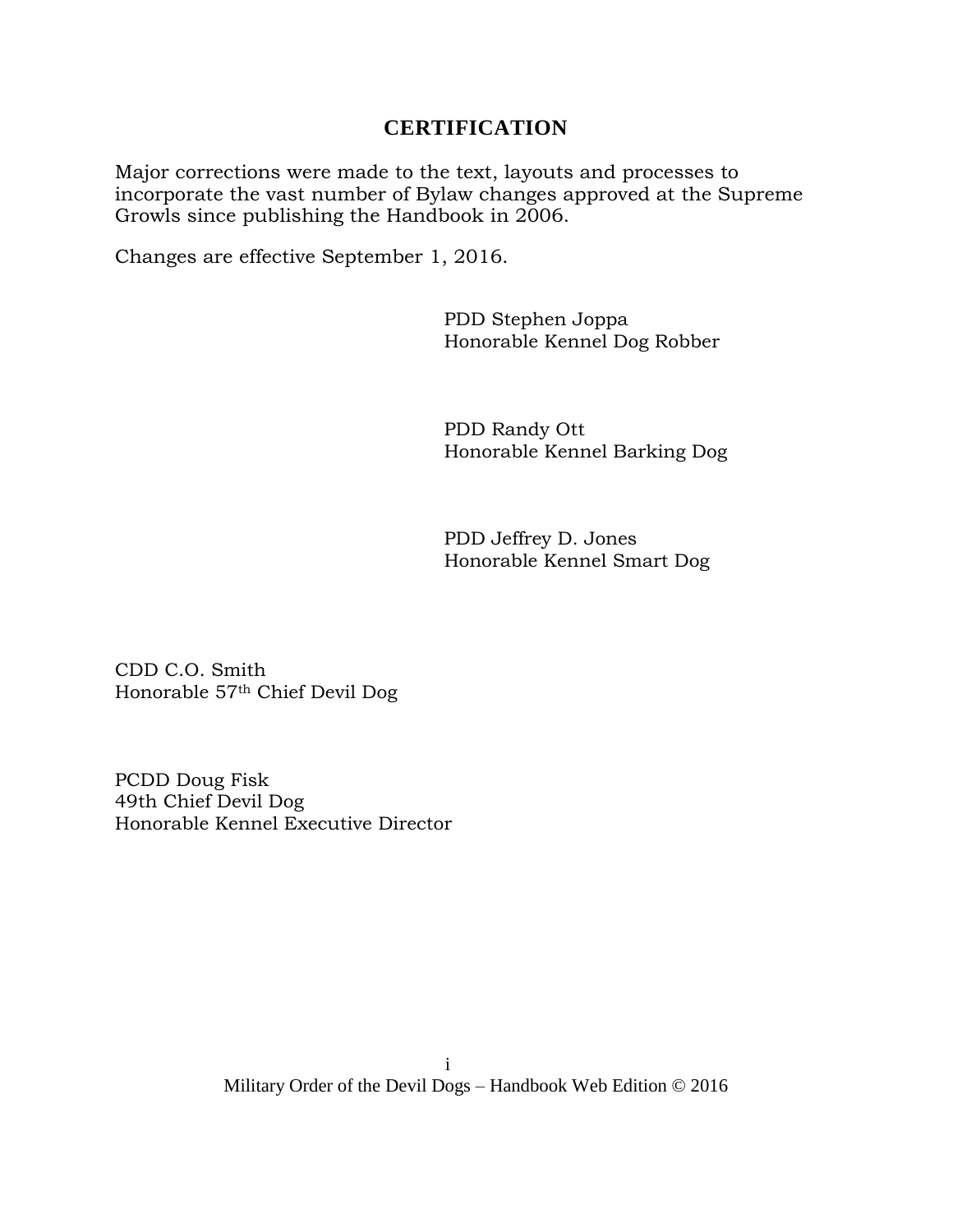## CERTIFICATION

Major corrections were made to the text, layouts and processes to incorporate the vast number of Bylaw changes approved at the Supreme Growls since publishing the Handbook in 2006.

Changes are effective September 1, 2016.

PDD Stephen Joppa  
Honorable Kennel Dog Robber

PDD Randy Ott  
Honorable Kennel Barking Dog

PDD Jeffrey D. Jones  
Honorable Kennel Smart Dog

CDD C.O. Smith  
Honorable 57th Chief Devil Dog

PCDD Doug Fisk  
49th Chief Devil Dog  
Honorable Kennel Executive Director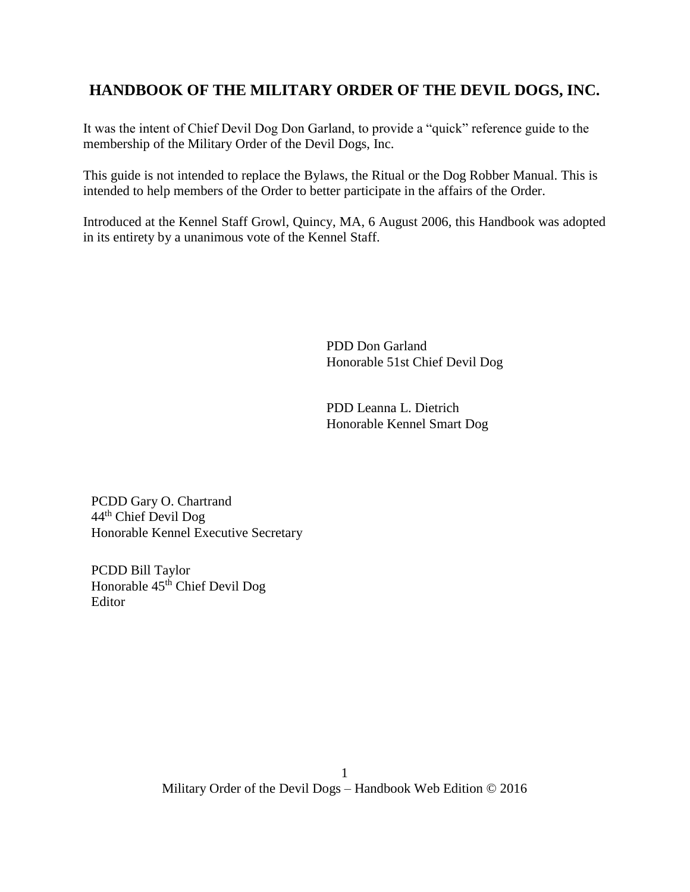## HANDBOOK OF THE MILITARY ORDER OF THE DEVIL DOGS, INC.

It was the intent of Chief Devil Dog Don Garland, to provide a "quick" reference guide to the membership of the Military Order of the Devil Dogs, Inc.

This guide is not intended to replace the Bylaws, the Ritual or the Dog Robber Manual. This is intended to help members of the Order to better participate in the affairs of the Order.

Introduced at the Kennel Staff Growl, Quincy, MA, 6 August 2006, this Handbook was adopted in its entirety by a unanimous vote of the Kennel Staff.

PDD Don Garland
Honorable 51st Chief Devil Dog

PDD Leanna L. Dietrich
Honorable Kennel Smart Dog

PCDD Gary O. Chartrand
44th Chief Devil Dog
Honorable Kennel Executive Secretary

PCDD Bill Taylor
Honorable 45th Chief Devil Dog
Editor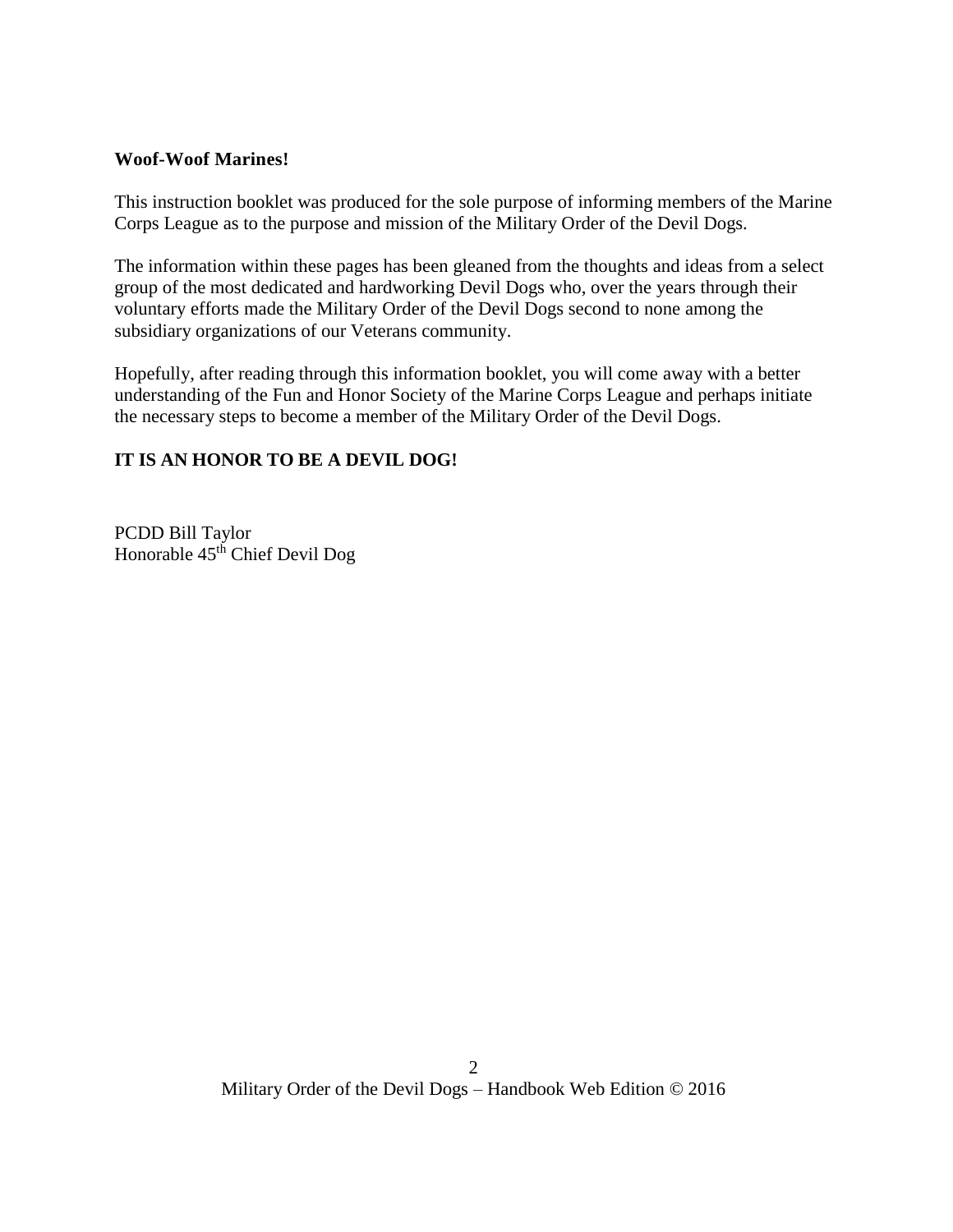**Woof-Woof Marines!**

This instruction booklet was produced for the sole purpose of informing members of the Marine Corps League as to the purpose and mission of the Military Order of the Devil Dogs.

The information within these pages has been gleaned from the thoughts and ideas from a select group of the most dedicated and hardworking Devil Dogs who, over the years through their voluntary efforts made the Military Order of the Devil Dogs second to none among the subsidiary organizations of our Veterans community.

Hopefully, after reading through this information booklet, you will come away with a better understanding of the Fun and Honor Society of the Marine Corps League and perhaps initiate the necessary steps to become a member of the Military Order of the Devil Dogs.

**IT IS AN HONOR TO BE A DEVIL DOG!**

PCDD Bill Taylor
Honorable 45th Chief Devil Dog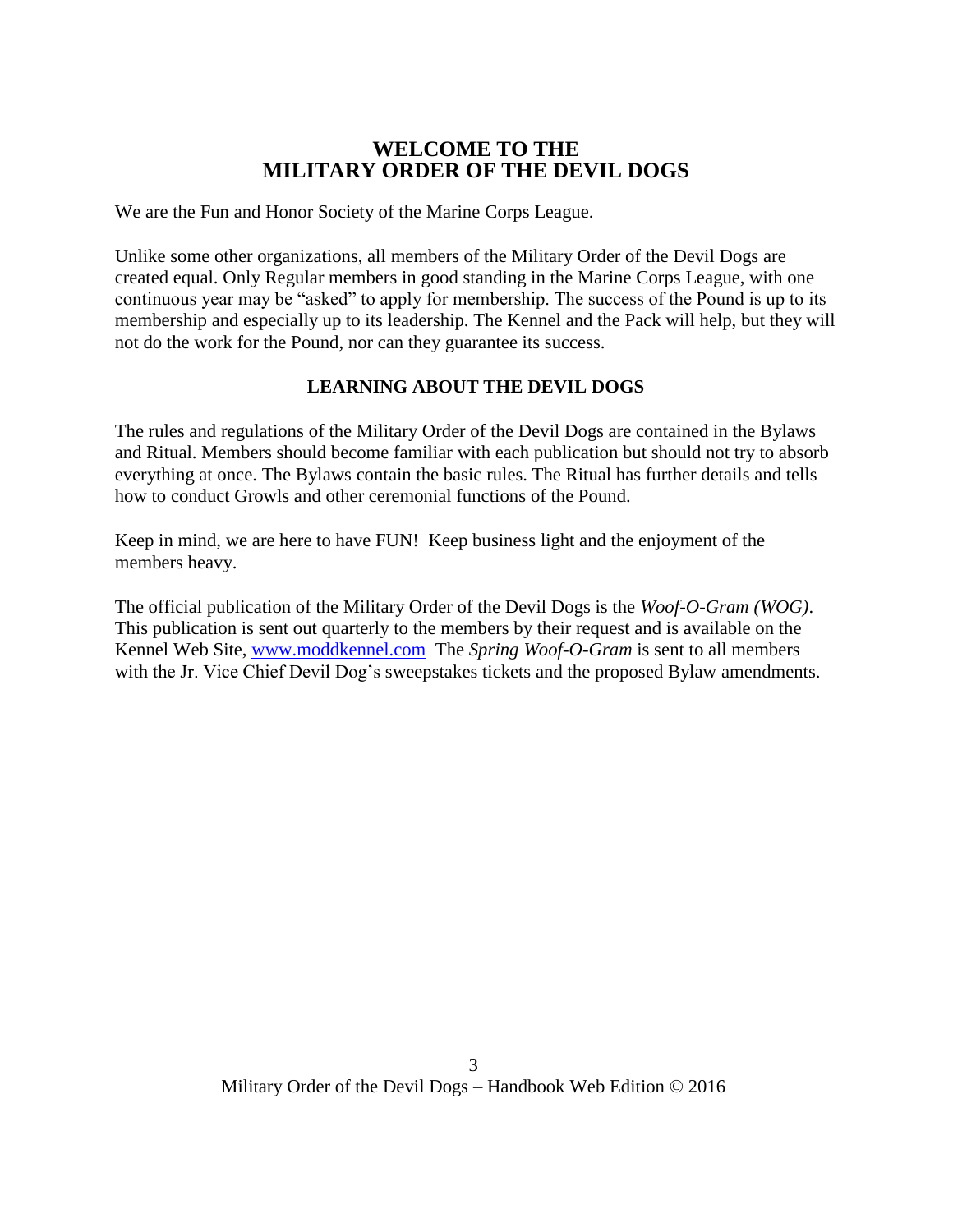# WELCOME TO THE MILITARY ORDER OF THE DEVIL DOGS

We are the Fun and Honor Society of the Marine Corps League.

Unlike some other organizations, all members of the Military Order of the Devil Dogs are created equal. Only Regular members in good standing in the Marine Corps League, with one continuous year may be "asked" to apply for membership. The success of the Pound is up to its membership and especially up to its leadership. The Kennel and the Pack will help, but they will not do the work for the Pound, nor can they guarantee its success.

## LEARNING ABOUT THE DEVIL DOGS

The rules and regulations of the Military Order of the Devil Dogs are contained in the Bylaws and Ritual. Members should become familiar with each publication but should not try to absorb everything at once. The Bylaws contain the basic rules. The Ritual has further details and tells how to conduct Growls and other ceremonial functions of the Pound.

Keep in mind, we are here to have FUN! Keep business light and the enjoyment of the members heavy.

The official publication of the Military Order of the Devil Dogs is the *Woof-O-Gram (WOG)*. This publication is sent out quarterly to the members by their request and is available on the Kennel Web Site, [www.moddkennel.com](http://www.moddkennel.com) The *Spring Woof-O-Gram* is sent to all members with the Jr. Vice Chief Devil Dog's sweepstakes tickets and the proposed Bylaw amendments.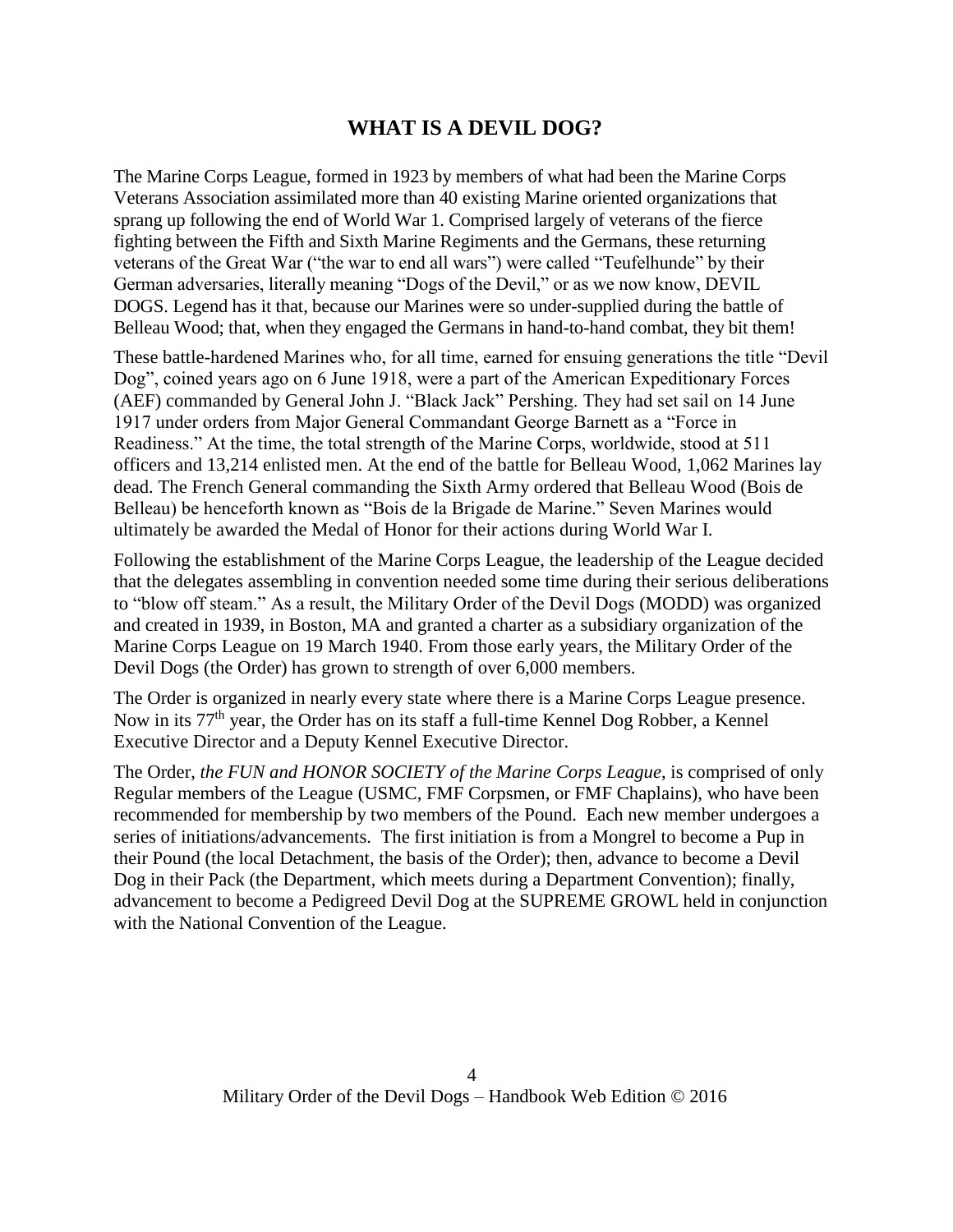# WHAT IS A DEVIL DOG?

The Marine Corps League, formed in 1923 by members of what had been the Marine Corps Veterans Association assimilated more than 40 existing Marine oriented organizations that sprang up following the end of World War 1. Comprised largely of veterans of the fierce fighting between the Fifth and Sixth Marine Regiments and the Germans, these returning veterans of the Great War ("the war to end all wars") were called "Teufelhunde" by their German adversaries, literally meaning "Dogs of the Devil," or as we now know, DEVIL DOGS. Legend has it that, because our Marines were so under-supplied during the battle of Belleau Wood; that, when they engaged the Germans in hand-to-hand combat, they bit them!

These battle-hardened Marines who, for all time, earned for ensuing generations the title "Devil Dog", coined years ago on 6 June 1918, were a part of the American Expeditionary Forces (AEF) commanded by General John J. "Black Jack" Pershing. They had set sail on 14 June 1917 under orders from Major General Commandant George Barnett as a "Force in Readiness." At the time, the total strength of the Marine Corps, worldwide, stood at 511 officers and 13,214 enlisted men. At the end of the battle for Belleau Wood, 1,062 Marines lay dead. The French General commanding the Sixth Army ordered that Belleau Wood (Bois de Belleau) be henceforth known as "Bois de la Brigade de Marine." Seven Marines would ultimately be awarded the Medal of Honor for their actions during World War I.

Following the establishment of the Marine Corps League, the leadership of the League decided that the delegates assembling in convention needed some time during their serious deliberations to "blow off steam." As a result, the Military Order of the Devil Dogs (MODD) was organized and created in 1939, in Boston, MA and granted a charter as a subsidiary organization of the Marine Corps League on 19 March 1940. From those early years, the Military Order of the Devil Dogs (the Order) has grown to strength of over 6,000 members.

The Order is organized in nearly every state where there is a Marine Corps League presence. Now in its 77th year, the Order has on its staff a full-time Kennel Dog Robber, a Kennel Executive Director and a Deputy Kennel Executive Director.

The Order, *the FUN and HONOR SOCIETY of the Marine Corps League*, is comprised of only Regular members of the League (USMC, FMF Corpsmen, or FMF Chaplains), who have been recommended for membership by two members of the Pound. Each new member undergoes a series of initiations/advancements. The first initiation is from a Mongrel to become a Pup in their Pound (the local Detachment, the basis of the Order); then, advance to become a Devil Dog in their Pack (the Department, which meets during a Department Convention); finally, advancement to become a Pedigreed Devil Dog at the SUPREME GROWL held in conjunction with the National Convention of the League.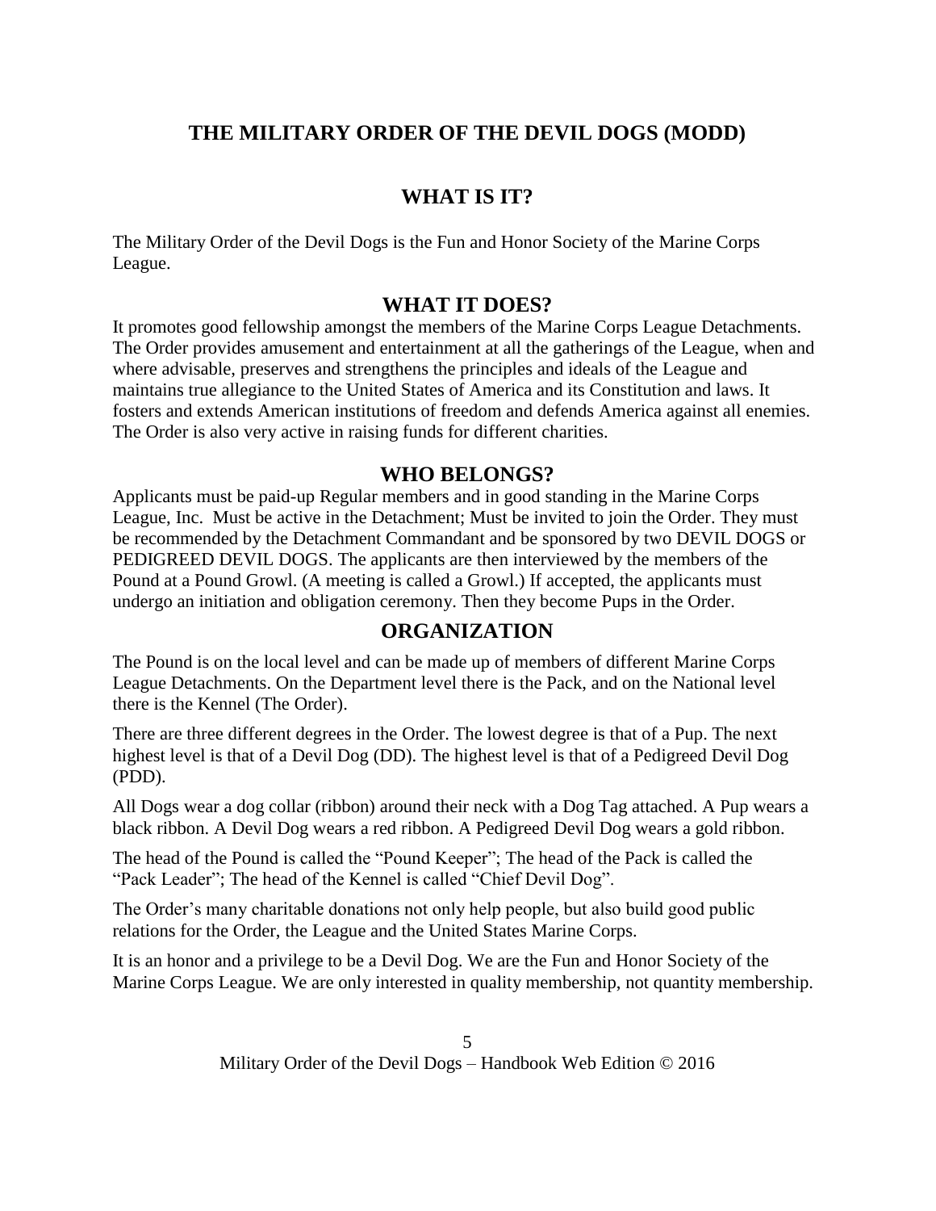# THE MILITARY ORDER OF THE DEVIL DOGS (MODD)

## WHAT IS IT?

The Military Order of the Devil Dogs is the Fun and Honor Society of the Marine Corps League.

## WHAT IT DOES?

It promotes good fellowship amongst the members of the Marine Corps League Detachments. The Order provides amusement and entertainment at all the gatherings of the League, when and where advisable, preserves and strengthens the principles and ideals of the League and maintains true allegiance to the United States of America and its Constitution and laws. It fosters and extends American institutions of freedom and defends America against all enemies. The Order is also very active in raising funds for different charities.

## WHO BELONGS?

Applicants must be paid-up Regular members and in good standing in the Marine Corps League, Inc. Must be active in the Detachment; Must be invited to join the Order. They must be recommended by the Detachment Commandant and be sponsored by two DEVIL DOGS or PEDIGREED DEVIL DOGS. The applicants are then interviewed by the members of the Pound at a Pound Growl. (A meeting is called a Growl.) If accepted, the applicants must undergo an initiation and obligation ceremony. Then they become Pups in the Order.

## ORGANIZATION

The Pound is on the local level and can be made up of members of different Marine Corps League Detachments. On the Department level there is the Pack, and on the National level there is the Kennel (The Order).

There are three different degrees in the Order. The lowest degree is that of a Pup. The next highest level is that of a Devil Dog (DD). The highest level is that of a Pedigreed Devil Dog (PDD).

All Dogs wear a dog collar (ribbon) around their neck with a Dog Tag attached. A Pup wears a black ribbon. A Devil Dog wears a red ribbon. A Pedigreed Devil Dog wears a gold ribbon.

The head of the Pound is called the "Pound Keeper"; The head of the Pack is called the "Pack Leader"; The head of the Kennel is called "Chief Devil Dog".

The Order's many charitable donations not only help people, but also build good public relations for the Order, the League and the United States Marine Corps.

It is an honor and a privilege to be a Devil Dog. We are the Fun and Honor Society of the Marine Corps League. We are only interested in quality membership, not quantity membership.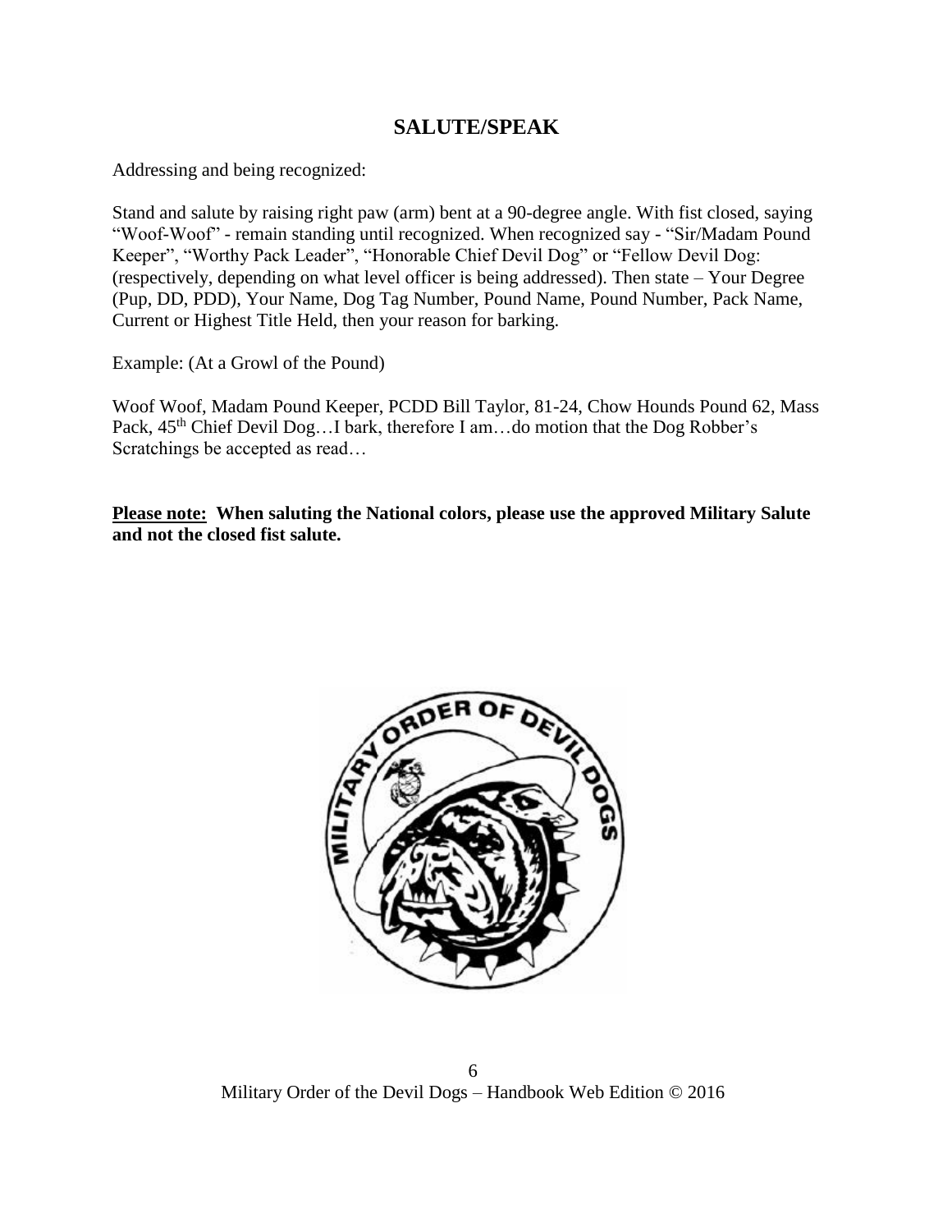## SALUTE/SPEAK

Addressing and being recognized:

Stand and salute by raising right paw (arm) bent at a 90-degree angle. With fist closed, saying "Woof-Woof" - remain standing until recognized. When recognized say - "Sir/Madam Pound Keeper", "Worthy Pack Leader", "Honorable Chief Devil Dog" or "Fellow Devil Dog: (respectively, depending on what level officer is being addressed). Then state – Your Degree (Pup, DD, PDD), Your Name, Dog Tag Number, Pound Name, Pound Number, Pack Name, Current or Highest Title Held, then your reason for barking.

Example: (At a Growl of the Pound)

Woof Woof, Madam Pound Keeper, PCDD Bill Taylor, 81-24, Chow Hounds Pound 62, Mass Pack, 45th Chief Devil Dog…I bark, therefore I am…do motion that the Dog Robber's Scratchings be accepted as read…

**<u>Please note:</u> When saluting the National colors, please use the approved Military Salute and not the closed fist salute.**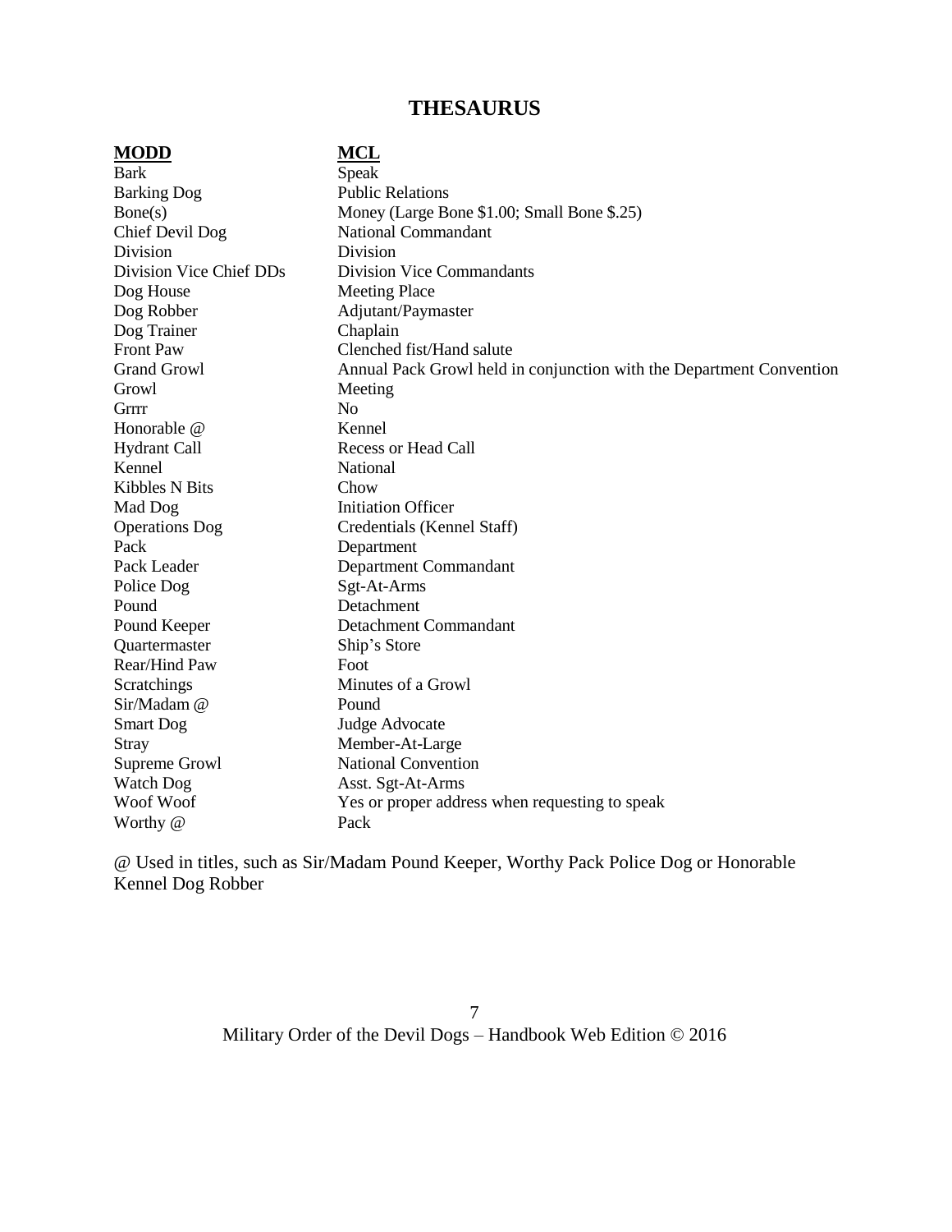# THESAURUS

| MODD | MCL |
|---|---|
| Bark | Speak |
| Barking Dog | Public Relations |
| Bone(s) | Money (Large Bone $1.00; Small Bone $.25) |
| Chief Devil Dog | National Commandant |
| Division | Division |
| Division Vice Chief DDs | Division Vice Commandants |
| Dog House | Meeting Place |
| Dog Robber | Adjutant/Paymaster |
| Dog Trainer | Chaplain |
| Front Paw | Clenched fist/Hand salute |
| Grand Growl | Annual Pack Growl held in conjunction with the Department Convention |
| Growl | Meeting |
| Grrrr | No |
| Honorable @ | Kennel |
| Hydrant Call | Recess or Head Call |
| Kennel | National |
| Kibbles N Bits | Chow |
| Mad Dog | Initiation Officer |
| Operations Dog | Credentials (Kennel Staff) |
| Pack | Department |
| Pack Leader | Department Commandant |
| Police Dog | Sgt-At-Arms |
| Pound | Detachment |
| Pound Keeper | Detachment Commandant |
| Quartermaster | Ship's Store |
| Rear/Hind Paw | Foot |
| Scratchings | Minutes of a Growl |
| Sir/Madam @ | Pound |
| Smart Dog | Judge Advocate |
| Stray | Member-At-Large |
| Supreme Growl | National Convention |
| Watch Dog | Asst. Sgt-At-Arms |
| Woof Woof | Yes or proper address when requesting to speak |
| Worthy @ | Pack |

@ Used in titles, such as Sir/Madam Pound Keeper, Worthy Pack Police Dog or Honorable Kennel Dog Robber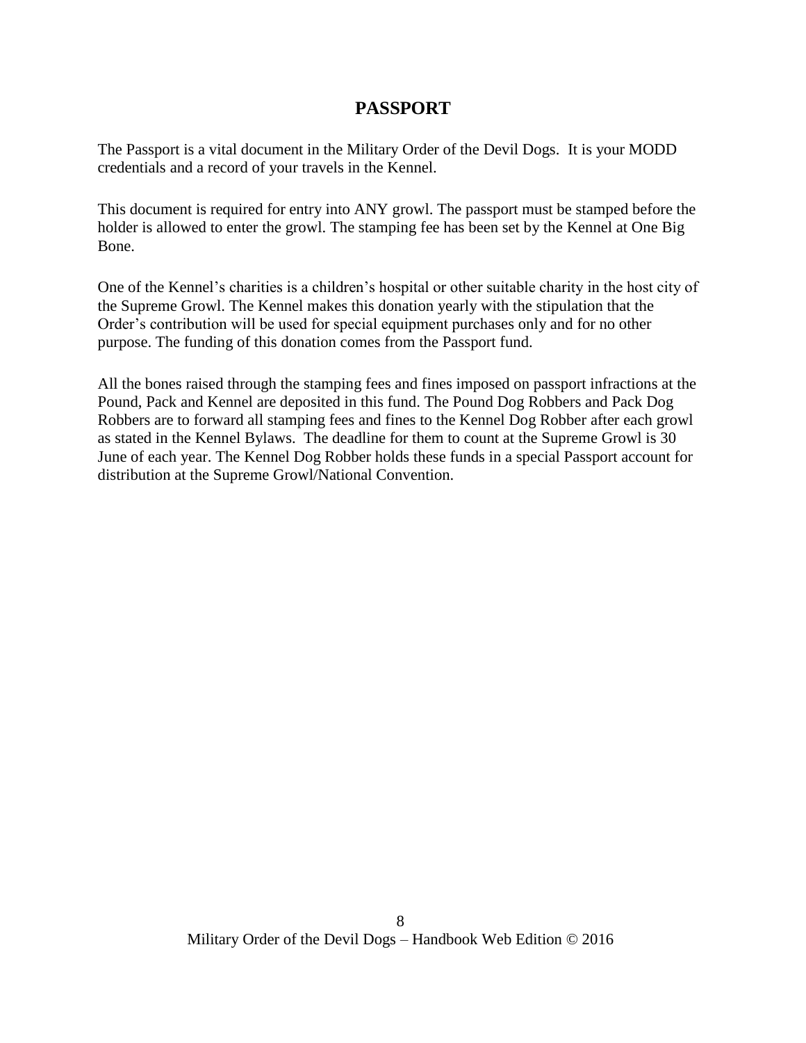# PASSPORT

The Passport is a vital document in the Military Order of the Devil Dogs. It is your MODD credentials and a record of your travels in the Kennel.

This document is required for entry into ANY growl. The passport must be stamped before the holder is allowed to enter the growl. The stamping fee has been set by the Kennel at One Big Bone.

One of the Kennel's charities is a children's hospital or other suitable charity in the host city of the Supreme Growl. The Kennel makes this donation yearly with the stipulation that the Order's contribution will be used for special equipment purchases only and for no other purpose. The funding of this donation comes from the Passport fund.

All the bones raised through the stamping fees and fines imposed on passport infractions at the Pound, Pack and Kennel are deposited in this fund. The Pound Dog Robbers and Pack Dog Robbers are to forward all stamping fees and fines to the Kennel Dog Robber after each growl as stated in the Kennel Bylaws. The deadline for them to count at the Supreme Growl is 30 June of each year. The Kennel Dog Robber holds these funds in a special Passport account for distribution at the Supreme Growl/National Convention.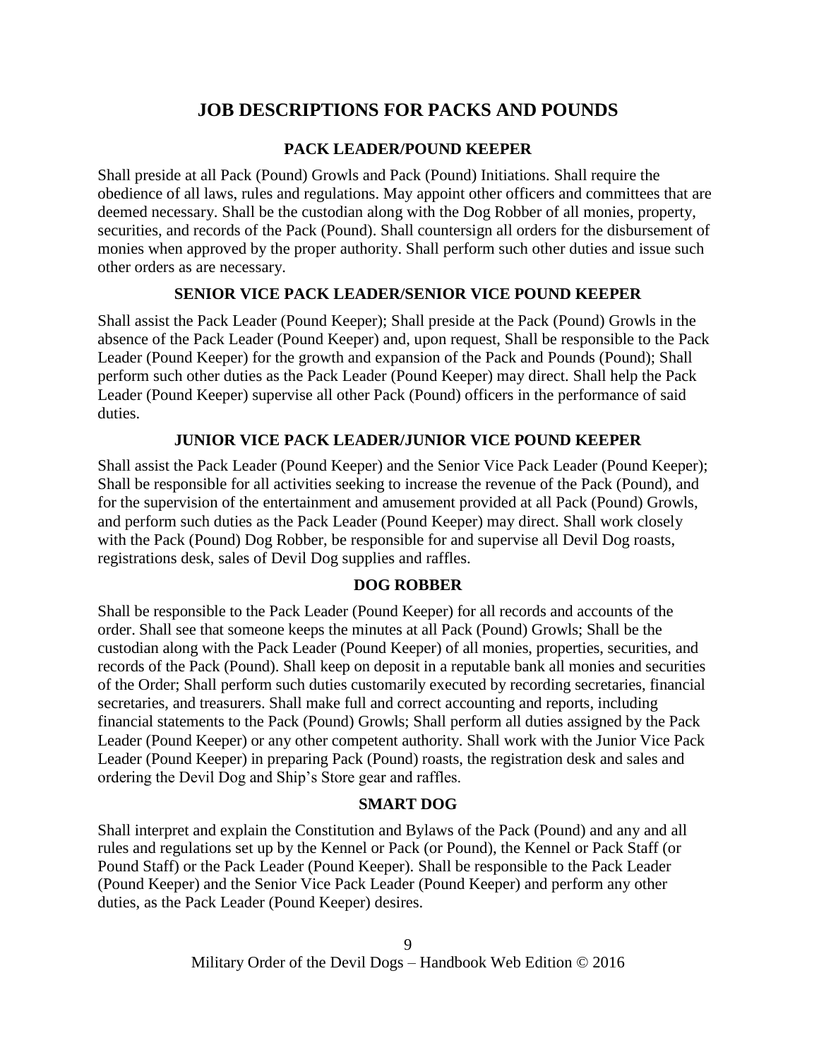# JOB DESCRIPTIONS FOR PACKS AND POUNDS

### PACK LEADER/POUND KEEPER

Shall preside at all Pack (Pound) Growls and Pack (Pound) Initiations. Shall require the obedience of all laws, rules and regulations. May appoint other officers and committees that are deemed necessary. Shall be the custodian along with the Dog Robber of all monies, property, securities, and records of the Pack (Pound). Shall countersign all orders for the disbursement of monies when approved by the proper authority. Shall perform such other duties and issue such other orders as are necessary.

### SENIOR VICE PACK LEADER/SENIOR VICE POUND KEEPER

Shall assist the Pack Leader (Pound Keeper); Shall preside at the Pack (Pound) Growls in the absence of the Pack Leader (Pound Keeper) and, upon request, Shall be responsible to the Pack Leader (Pound Keeper) for the growth and expansion of the Pack and Pounds (Pound); Shall perform such other duties as the Pack Leader (Pound Keeper) may direct. Shall help the Pack Leader (Pound Keeper) supervise all other Pack (Pound) officers in the performance of said duties.

### JUNIOR VICE PACK LEADER/JUNIOR VICE POUND KEEPER

Shall assist the Pack Leader (Pound Keeper) and the Senior Vice Pack Leader (Pound Keeper); Shall be responsible for all activities seeking to increase the revenue of the Pack (Pound), and for the supervision of the entertainment and amusement provided at all Pack (Pound) Growls, and perform such duties as the Pack Leader (Pound Keeper) may direct. Shall work closely with the Pack (Pound) Dog Robber, be responsible for and supervise all Devil Dog roasts, registrations desk, sales of Devil Dog supplies and raffles.

### DOG ROBBER

Shall be responsible to the Pack Leader (Pound Keeper) for all records and accounts of the order. Shall see that someone keeps the minutes at all Pack (Pound) Growls; Shall be the custodian along with the Pack Leader (Pound Keeper) of all monies, properties, securities, and records of the Pack (Pound). Shall keep on deposit in a reputable bank all monies and securities of the Order; Shall perform such duties customarily executed by recording secretaries, financial secretaries, and treasurers. Shall make full and correct accounting and reports, including financial statements to the Pack (Pound) Growls; Shall perform all duties assigned by the Pack Leader (Pound Keeper) or any other competent authority. Shall work with the Junior Vice Pack Leader (Pound Keeper) in preparing Pack (Pound) roasts, the registration desk and sales and ordering the Devil Dog and Ship's Store gear and raffles.

### SMART DOG

Shall interpret and explain the Constitution and Bylaws of the Pack (Pound) and any and all rules and regulations set up by the Kennel or Pack (or Pound), the Kennel or Pack Staff (or Pound Staff) or the Pack Leader (Pound Keeper). Shall be responsible to the Pack Leader (Pound Keeper) and the Senior Vice Pack Leader (Pound Keeper) and perform any other duties, as the Pack Leader (Pound Keeper) desires.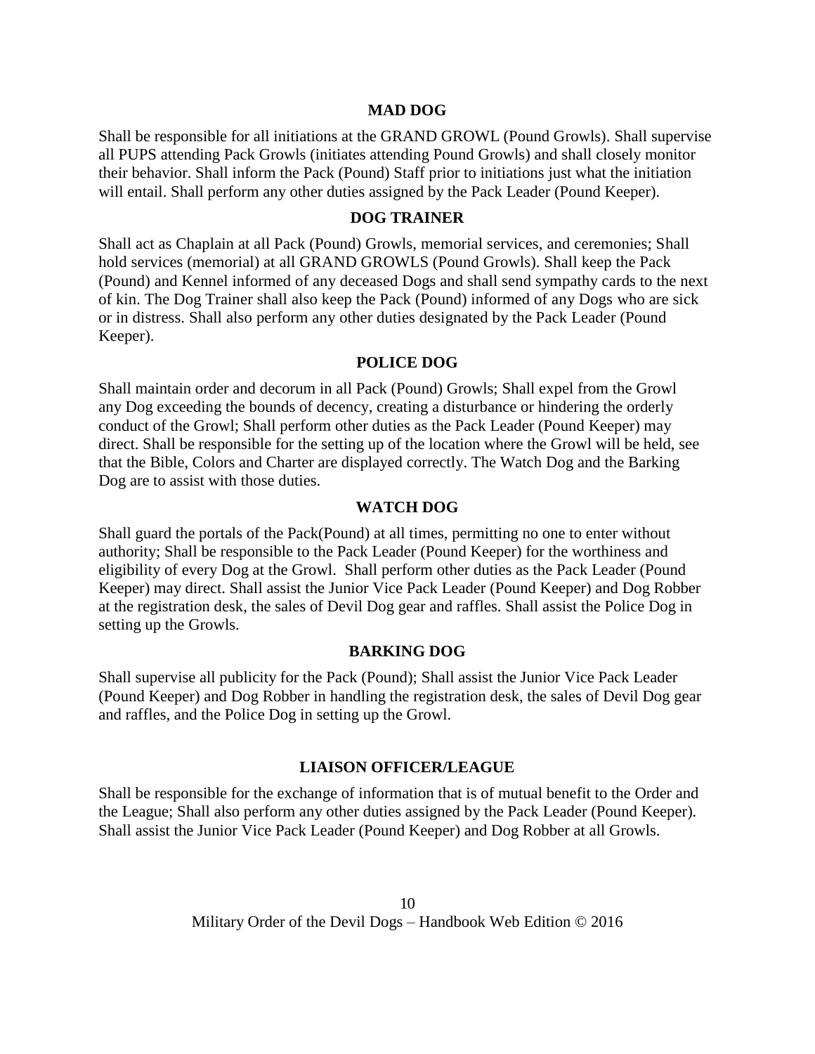### MAD DOG

Shall be responsible for all initiations at the GRAND GROWL (Pound Growls). Shall supervise all PUPS attending Pack Growls (initiates attending Pound Growls) and shall closely monitor their behavior. Shall inform the Pack (Pound) Staff prior to initiations just what the initiation will entail. Shall perform any other duties assigned by the Pack Leader (Pound Keeper).

### DOG TRAINER

Shall act as Chaplain at all Pack (Pound) Growls, memorial services, and ceremonies; Shall hold services (memorial) at all GRAND GROWLS (Pound Growls). Shall keep the Pack (Pound) and Kennel informed of any deceased Dogs and shall send sympathy cards to the next of kin. The Dog Trainer shall also keep the Pack (Pound) informed of any Dogs who are sick or in distress. Shall also perform any other duties designated by the Pack Leader (Pound Keeper).

### POLICE DOG

Shall maintain order and decorum in all Pack (Pound) Growls; Shall expel from the Growl any Dog exceeding the bounds of decency, creating a disturbance or hindering the orderly conduct of the Growl; Shall perform other duties as the Pack Leader (Pound Keeper) may direct. Shall be responsible for the setting up of the location where the Growl will be held, see that the Bible, Colors and Charter are displayed correctly. The Watch Dog and the Barking Dog are to assist with those duties.

### WATCH DOG

Shall guard the portals of the Pack(Pound) at all times, permitting no one to enter without authority; Shall be responsible to the Pack Leader (Pound Keeper) for the worthiness and eligibility of every Dog at the Growl. Shall perform other duties as the Pack Leader (Pound Keeper) may direct. Shall assist the Junior Vice Pack Leader (Pound Keeper) and Dog Robber at the registration desk, the sales of Devil Dog gear and raffles. Shall assist the Police Dog in setting up the Growls.

### BARKING DOG

Shall supervise all publicity for the Pack (Pound); Shall assist the Junior Vice Pack Leader (Pound Keeper) and Dog Robber in handling the registration desk, the sales of Devil Dog gear and raffles, and the Police Dog in setting up the Growl.

### LIAISON OFFICER/LEAGUE

Shall be responsible for the exchange of information that is of mutual benefit to the Order and the League; Shall also perform any other duties assigned by the Pack Leader (Pound Keeper). Shall assist the Junior Vice Pack Leader (Pound Keeper) and Dog Robber at all Growls.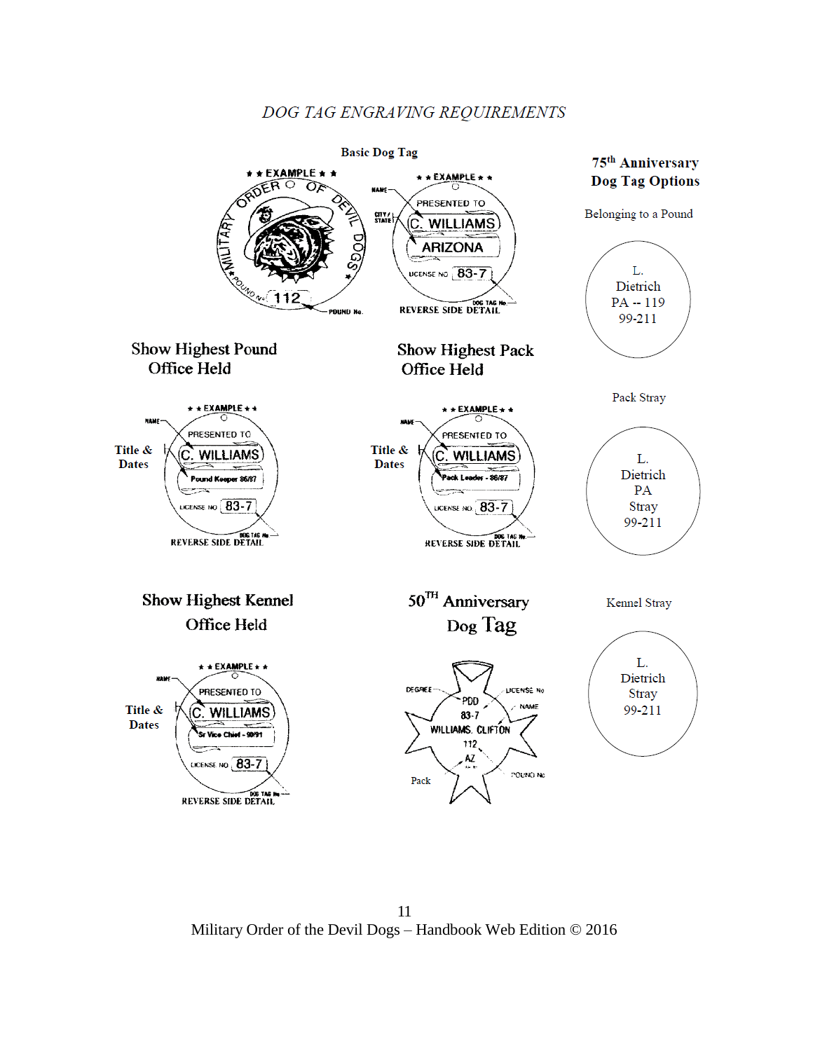*DOG TAG ENGRAVING REQUIREMENTS*

**Basic Dog Tag**

★ ★ EXAMPLE ★ ★

MILITARY ORDER OF DEVIL DOGS

POUND No. 112

POUND No.

★ ★ EXAMPLE ★ ★

NAME — PRESENTED TO C. WILLIAMS

CITY / STATE — ARIZONA

LICENSE NO 83-7

DOG TAG No.

REVERSE SIDE DETAIL

**75th Anniversary Dog Tag Options**

Belonging to a Pound

L.
Dietrich
PA -- 119
99-211

Show Highest Pound Office Held

★ ★ EXAMPLE ★ ★

NAME — PRESENTED TO C. WILLIAMS

Title & Dates — Pound Keeper 86/87

LICENSE NO 83-7

DOG TAG No.

REVERSE SIDE DETAIL

Show Highest Pack Office Held

★ ★ EXAMPLE ★ ★

NAME — PRESENTED TO C. WILLIAMS

Title & Dates — Pack Leader - 86/87

LICENSE NO 83-7

DOG TAG No.

REVERSE SIDE DETAIL

Pack Stray

L.
Dietrich
PA
Stray
99-211

Show Highest Kennel Office Held

★ ★ EXAMPLE ★ ★

NAME — PRESENTED TO C. WILLIAMS

Title & Dates — Sr Vice Chief - 90/91

LICENSE NO 83-7

DOG TAG No.

REVERSE SIDE DETAIL

50TH Anniversary Dog Tag

DEGREE — PDD

LICENSE No — 83-7

NAME — WILLIAMS, CLIFTON

112

AZ

Pack

POUND No

Kennel Stray

L.
Dietrich
Stray
99-211

Military Order of the Devil Dogs – Handbook Web Edition © 2016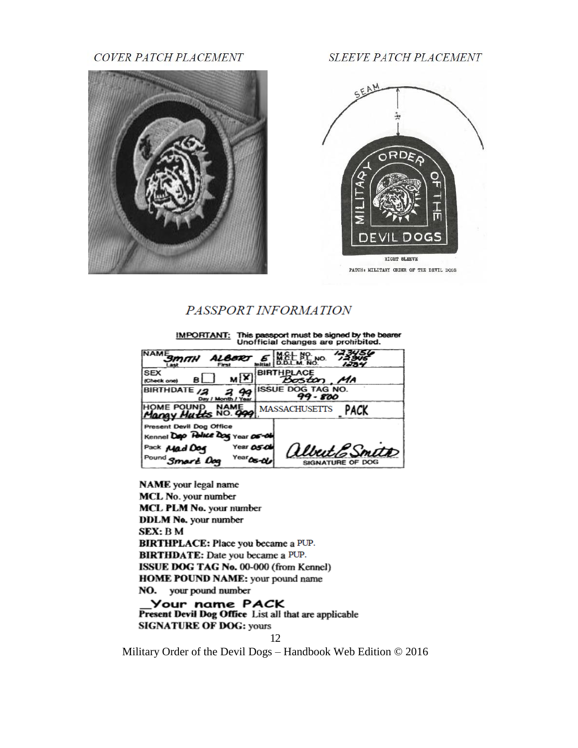*COVER PATCH PLACEMENT*

*SLEEVE PATCH PLACEMENT*

*PASSPORT INFORMATION*

**NAME** your legal name
**MCL No.** your number
**MCL PLM No.** your number
**DDLM No.** your number
**SEX:** B M
**BIRTHPLACE:** Place you became a PUP.
**BIRTHDATE:** Date you became a PUP.
**ISSUE DOG TAG No.** 00-000 (from Kennel)
**HOME POUND NAME:** your pound name
**NO.** your pound number
**_Your name PACK**
**Present Devil Dog Office** List all that are applicable
**SIGNATURE OF DOG:** yours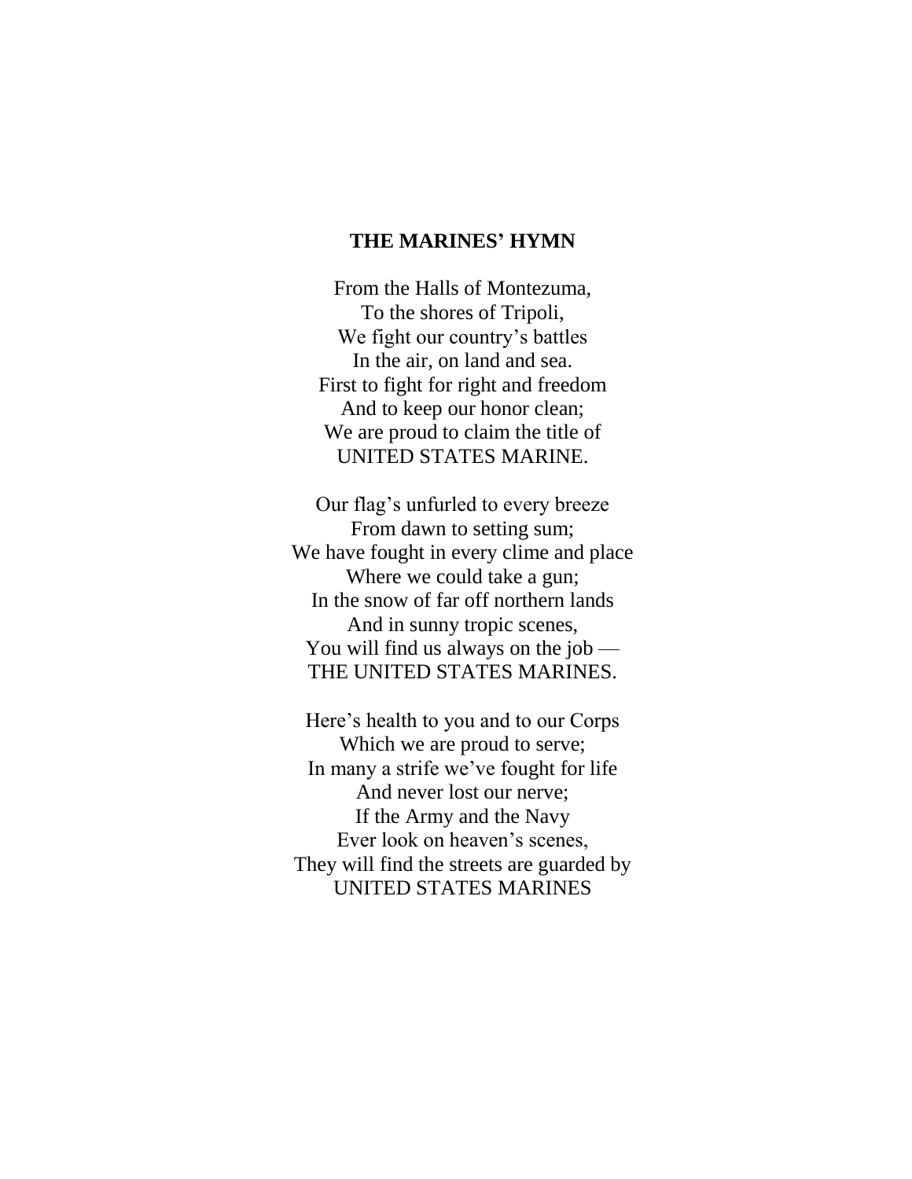**THE MARINES' HYMN**

From the Halls of Montezuma,  
To the shores of Tripoli,  
We fight our country's battles  
In the air, on land and sea.  
First to fight for right and freedom  
And to keep our honor clean;  
We are proud to claim the title of  
UNITED STATES MARINE.

Our flag's unfurled to every breeze  
From dawn to setting sum;  
We have fought in every clime and place  
Where we could take a gun;  
In the snow of far off northern lands  
And in sunny tropic scenes,  
You will find us always on the job —  
THE UNITED STATES MARINES.

Here's health to you and to our Corps  
Which we are proud to serve;  
In many a strife we've fought for life  
And never lost our nerve;  
If the Army and the Navy  
Ever look on heaven's scenes,  
They will find the streets are guarded by  
UNITED STATES MARINES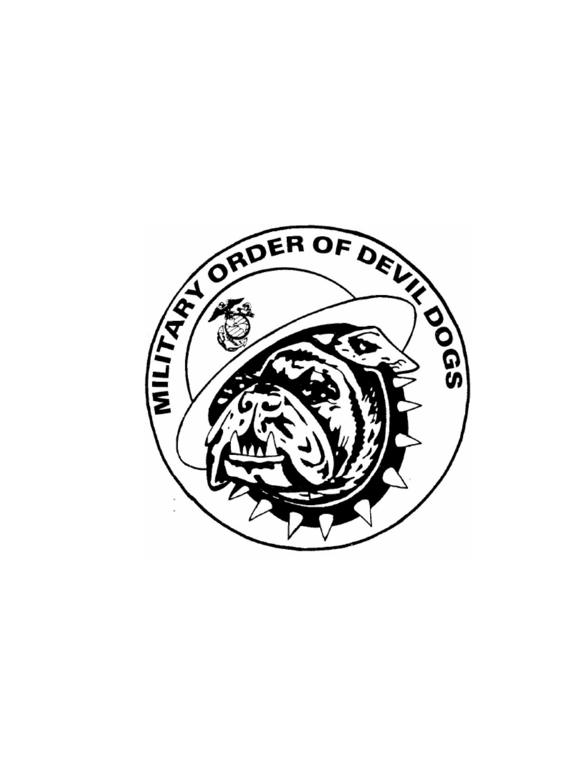MILITARY ORDER OF DEVIL DOGS